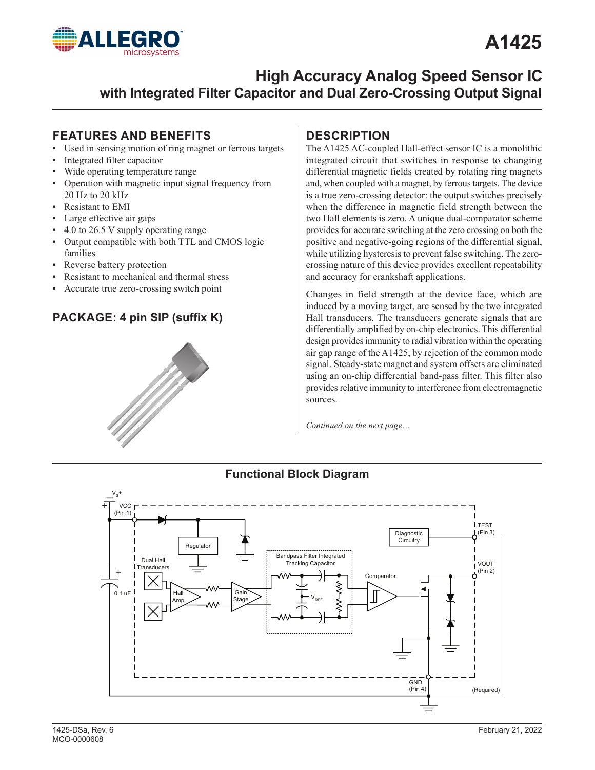# A1425

## High Accuracy Analog Speed Sensor IC with Integrated Filter Capacitor and Dual Zero-Crossing Output Signal

### FEATURES AND BENEFITS

- Used in sensing motion of ring magnet or ferrous targets
- Integrated filter capacitor
- Wide operating temperature range
- Operation with magnetic input signal frequency from 20 Hz to 20 kHz
- Resistant to EMI
- Large effective air gaps
- 4.0 to 26.5 V supply operating range
- Output compatible with both TTL and CMOS logic families
- Reverse battery protection
- Resistant to mechanical and thermal stress
- Accurate true zero-crossing switch point

### PACKAGE: 4 pin SIP (suffix K)

### DESCRIPTION

The A1425 AC-coupled Hall-effect sensor IC is a monolithic integrated circuit that switches in response to changing differential magnetic fields created by rotating ring magnets and, when coupled with a magnet, by ferrous targets. The device is a true zero-crossing detector: the output switches precisely when the difference in magnetic field strength between the two Hall elements is zero. A unique dual-comparator scheme provides for accurate switching at the zero crossing on both the positive and negative-going regions of the differential signal, while utilizing hysteresis to prevent false switching. The zero-crossing nature of this device provides excellent repeatability and accuracy for crankshaft applications.

Changes in field strength at the device face, which are induced by a moving target, are sensed by the two integrated Hall transducers. The transducers generate signals that are differentially amplified by on-chip electronics. This differential design provides immunity to radial vibration within the operating air gap range of the A1425, by rejection of the common mode signal. Steady-state magnet and system offsets are eliminated using an on-chip differential band-pass filter. This filter also provides relative immunity to interference from electromagnetic sources.

*Continued on the next page…*

### Functional Block Diagram

$V_S$+, VCC (Pin 1), 0.1 uF, Regulator, Dual Hall Transducers, Hall Amp, Gain Stage, Bandpass Filter Integrated Tracking Capacitor, $V_{REF}$, Comparator, Diagnostic Circuitry, TEST (Pin 3), VOUT (Pin 2), GND (Pin 4), (Required)

1425-DSa, Rev. 6
MCO-0000608

February 21, 2022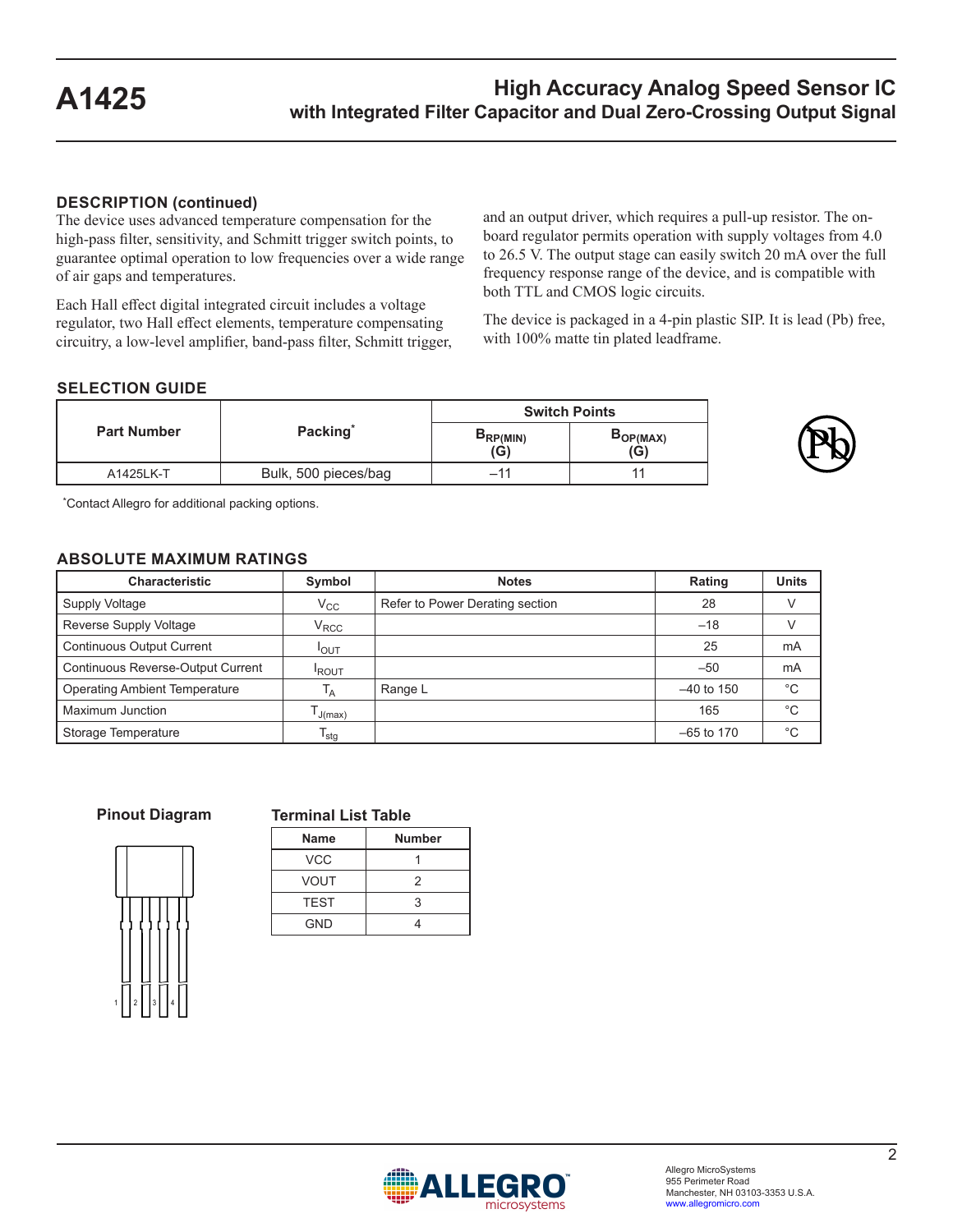## DESCRIPTION (continued)

The device uses advanced temperature compensation for the high-pass filter, sensitivity, and Schmitt trigger switch points, to guarantee optimal operation to low frequencies over a wide range of air gaps and temperatures.

Each Hall effect digital integrated circuit includes a voltage regulator, two Hall effect elements, temperature compensating circuitry, a low-level amplifier, band-pass filter, Schmitt trigger, and an output driver, which requires a pull-up resistor. The on-board regulator permits operation with supply voltages from 4.0 to 26.5 V. The output stage can easily switch 20 mA over the full frequency response range of the device, and is compatible with both TTL and CMOS logic circuits.

The device is packaged in a 4-pin plastic SIP. It is lead (Pb) free, with 100% matte tin plated leadframe.

## SELECTION GUIDE

| Part Number | Packing* | Switch Points | |
|---|---|---|---|
| | | $B_{RP(MIN)}$ (G) | $B_{OP(MAX)}$ (G) |
| A1425LK-T | Bulk, 500 pieces/bag | –11 | 11 |

*Contact Allegro for additional packing options.

## ABSOLUTE MAXIMUM RATINGS

| Characteristic | Symbol | Notes | Rating | Units |
|---|---|---|---|---|
| Supply Voltage | $V_{CC}$ | Refer to Power Derating section | 28 | V |
| Reverse Supply Voltage | $V_{RCC}$ | | –18 | V |
| Continuous Output Current | $I_{OUT}$ | | 25 | mA |
| Continuous Reverse-Output Current | $I_{ROUT}$ | | –50 | mA |
| Operating Ambient Temperature | $T_A$ | Range L | –40 to 150 | °C |
| Maximum Junction | $T_{J(max)}$ | | 165 | °C |
| Storage Temperature | $T_{stg}$ | | –65 to 170 | °C |

### Pinout Diagram

1 2 3 4

### Terminal List Table

| Name | Number |
|---|---|
| VCC | 1 |
| VOUT | 2 |
| TEST | 3 |
| GND | 4 |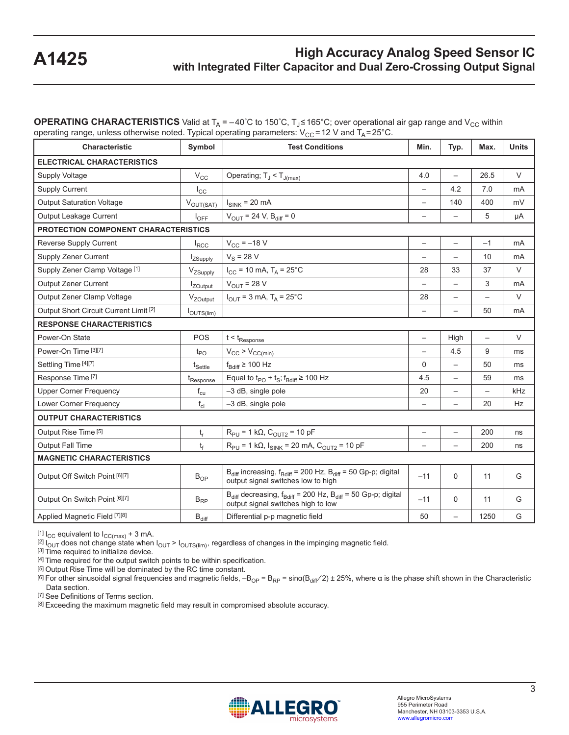**OPERATING CHARACTERISTICS** Valid at $T_A$ = –40°C to 150°C, $T_J \leq$ 165°C; over operational air gap range and $V_{CC}$ within operating range, unless otherwise noted. Typical operating parameters: $V_{CC}$ = 12 V and $T_A$ = 25°C.

| Characteristic | Symbol | Test Conditions | Min. | Typ. | Max. | Units |
|---|---|---|---|---|---|---|
| **ELECTRICAL CHARACTERISTICS** | | | | | | |
| Supply Voltage | $V_{CC}$ | Operating; $T_J < T_{J(max)}$ | 4.0 | – | 26.5 | V |
| Supply Current | $I_{CC}$ | | – | 4.2 | 7.0 | mA |
| Output Saturation Voltage | $V_{OUT(SAT)}$ | $I_{SINK}$ = 20 mA | – | 140 | 400 | mV |
| Output Leakage Current | $I_{OFF}$ | $V_{OUT}$ = 24 V, $B_{diff}$ = 0 | – | – | 5 | µA |
| **PROTECTION COMPONENT CHARACTERISTICS** | | | | | | |
| Reverse Supply Current | $I_{RCC}$ | $V_{CC}$ = –18 V | – | – | –1 | mA |
| Supply Zener Current | $I_{ZSupply}$ | $V_S$ = 28 V | – | – | 10 | mA |
| Supply Zener Clamp Voltage [1] | $V_{ZSupply}$ | $I_{CC}$ = 10 mA, $T_A$ = 25°C | 28 | 33 | 37 | V |
| Output Zener Current | $I_{ZOutput}$ | $V_{OUT}$ = 28 V | – | – | 3 | mA |
| Output Zener Clamp Voltage | $V_{ZOutput}$ | $I_{OUT}$ = 3 mA, $T_A$ = 25°C | 28 | – | – | V |
| Output Short Circuit Current Limit [2] | $I_{OUTS(lim)}$ | | – | – | 50 | mA |
| **RESPONSE CHARACTERISTICS** | | | | | | |
| Power-On State | POS | $t < t_{Response}$ | – | High | – | V |
| Power-On Time [3][7] | $t_{PO}$ | $V_{CC} > V_{CC(min)}$ | – | 4.5 | 9 | ms |
| Settling Time [4][7] | $t_{Settle}$ | $f_{Bdiff} \geq$ 100 Hz | 0 | – | 50 | ms |
| Response Time [7] | $t_{Response}$ | Equal to $t_{PO} + t_S$; $f_{Bdiff} \geq$ 100 Hz | 4.5 | – | 59 | ms |
| Upper Corner Frequency | $f_{cu}$ | –3 dB, single pole | 20 | – | – | kHz |
| Lower Corner Frequency | $f_{cl}$ | –3 dB, single pole | – | – | 20 | Hz |
| **OUTPUT CHARACTERISTICS** | | | | | | |
| Output Rise Time [5] | $t_r$ | $R_{PU}$ = 1 kΩ, $C_{OUT2}$ = 10 pF | – | – | 200 | ns |
| Output Fall Time | $t_f$ | $R_{PU}$ = 1 kΩ, $I_{SINK}$ = 20 mA, $C_{OUT2}$ = 10 pF | – | – | 200 | ns |
| **MAGNETIC CHARACTERISTICS** | | | | | | |
| Output Off Switch Point [6][7] | $B_{OP}$ | $B_{diff}$ increasing, $f_{Bdiff}$ = 200 Hz, $B_{diff}$ = 50 Gp-p; digital output signal switches low to high | –11 | 0 | 11 | G |
| Output On Switch Point [6][7] | $B_{RP}$ | $B_{diff}$ decreasing, $f_{Bdiff}$ = 200 Hz, $B_{diff}$ = 50 Gp-p; digital output signal switches high to low | –11 | 0 | 11 | G |
| Applied Magnetic Field [7][8] | $B_{diff}$ | Differential p-p magnetic field | 50 | – | 1250 | G |

[1] $I_{CC}$ equivalent to $I_{CC(max)}$ + 3 mA.
[2] $I_{OUT}$ does not change state when $I_{OUT} > I_{OUTS(lim)}$, regardless of changes in the impinging magnetic field.
[3] Time required to initialize device.
[4] Time required for the output switch points to be within specification.
[5] Output Rise Time will be dominated by the RC time constant.
[6] For other sinusoidal signal frequencies and magnetic fields, $-B_{OP} = B_{RP} = \sin\alpha(B_{diff}/2) \pm 25\%$, where α is the phase shift shown in the Characteristic Data section.
[7] See Definitions of Terms section.
[8] Exceeding the maximum magnetic field may result in compromised absolute accuracy.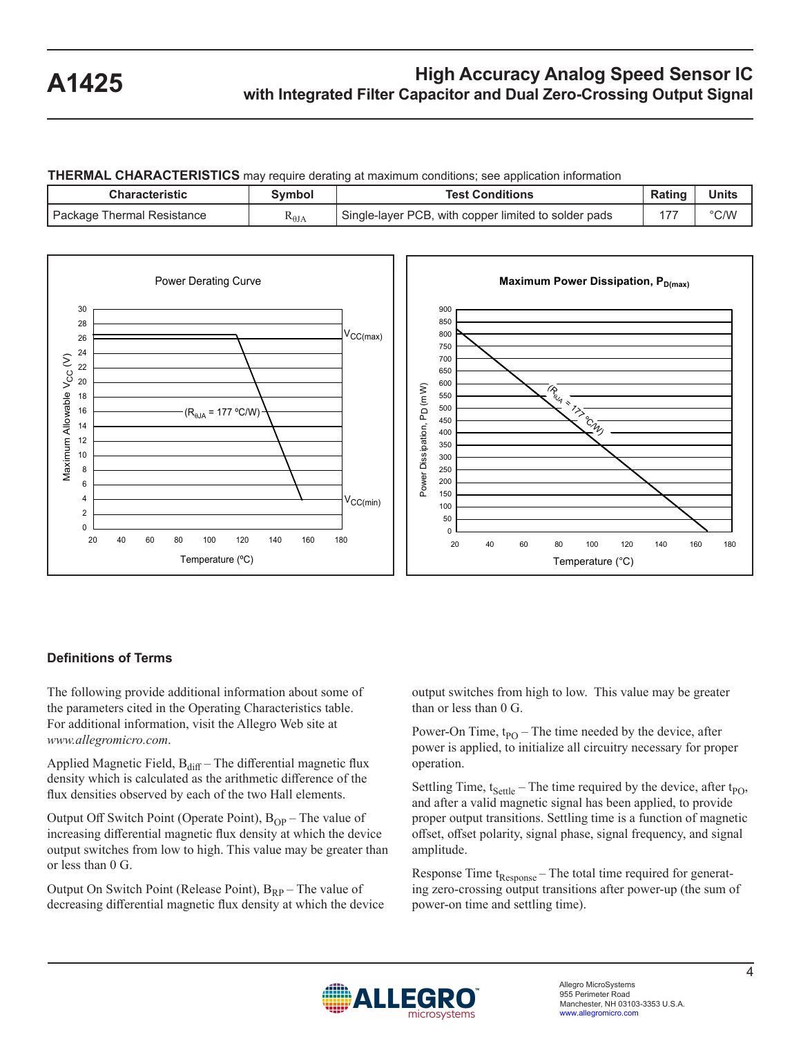**THERMAL CHARACTERISTICS** may require derating at maximum conditions; see application information

| Characteristic | Symbol | Test Conditions | Rating | Units |
|---|---|---|---|---|
| Package Thermal Resistance | $R_{\theta JA}$ | Single-layer PCB, with copper limited to solder pads | 177 | °C/W |

Power Derating Curve

Maximum Power Dissipation, $P_{D(max)}$

## Definitions of Terms

The following provide additional information about some of the parameters cited in the Operating Characteristics table. For additional information, visit the Allegro Web site at *www.allegromicro.com*.

Applied Magnetic Field, $B_{diff}$ – The differential magnetic flux density which is calculated as the arithmetic difference of the flux densities observed by each of the two Hall elements.

Output Off Switch Point (Operate Point), $B_{OP}$ – The value of increasing differential magnetic flux density at which the device output switches from low to high. This value may be greater than or less than 0 G.

Output On Switch Point (Release Point), $B_{RP}$ – The value of decreasing differential magnetic flux density at which the device output switches from high to low. This value may be greater than or less than 0 G.

Power-On Time, $t_{PO}$ – The time needed by the device, after power is applied, to initialize all circuitry necessary for proper operation.

Settling Time, $t_{Settle}$ – The time required by the device, after $t_{PO}$, and after a valid magnetic signal has been applied, to provide proper output transitions. Settling time is a function of magnetic offset, offset polarity, signal phase, signal frequency, and signal amplitude.

Response Time $t_{Response}$ – The total time required for generating zero-crossing output transitions after power-up (the sum of power-on time and settling time).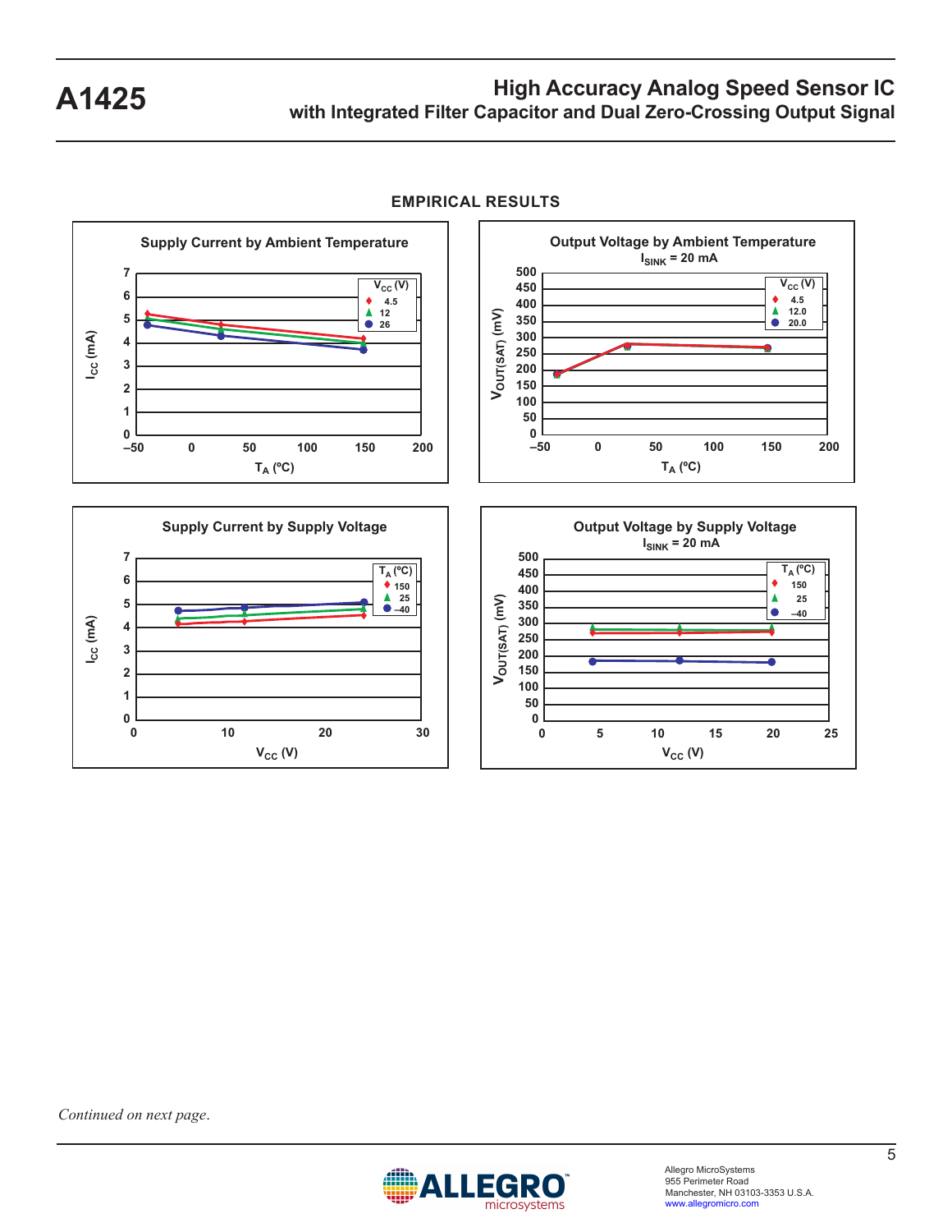## EMPIRICAL RESULTS

**Supply Current by Ambient Temperature**

$I_{CC}$ (mA) vs. $T_A$ (ºC); $V_{CC}$ (V): 4.5, 12, 26

**Output Voltage by Ambient Temperature**

$I_{SINK}$ = 20 mA

$V_{OUT(SAT)}$ (mV) vs. $T_A$ (ºC); $V_{CC}$ (V): 4.5, 12.0, 20.0

**Supply Current by Supply Voltage**

$I_{CC}$ (mA) vs. $V_{CC}$ (V); $T_A$ (ºC): 150, 25, –40

**Output Voltage by Supply Voltage**

$I_{SINK}$ = 20 mA

$V_{OUT(SAT)}$ (mV) vs. $V_{CC}$ (V); $T_A$ (ºC): 150, 25, –40

*Continued on next page.*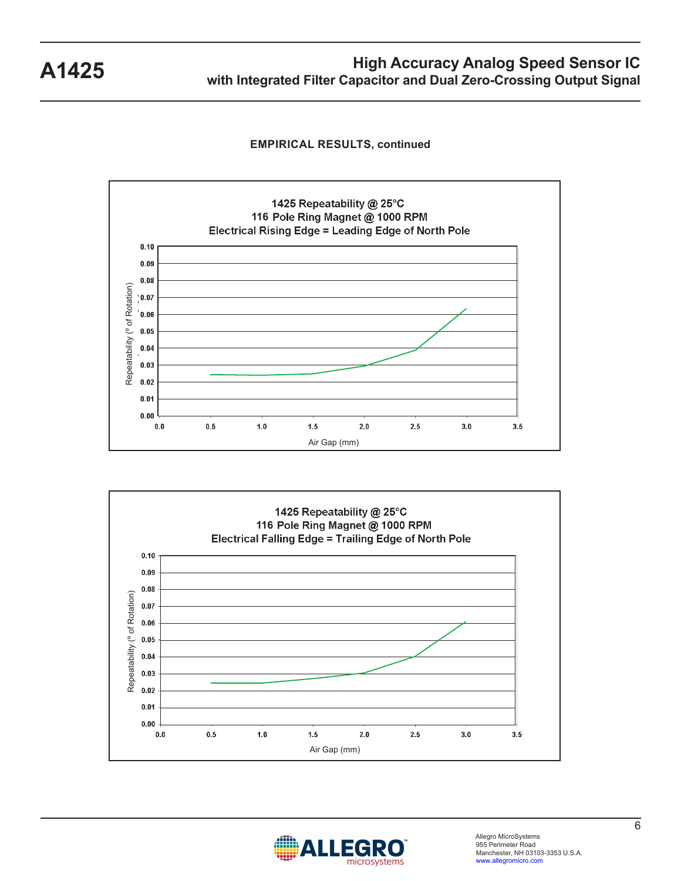**EMPIRICAL RESULTS, continued**

1425 Repeatability @ 25°C
116 Pole Ring Magnet @ 1000 RPM
Electrical Rising Edge = Leading Edge of North Pole

Repeatability (° of Rotation)

0.10, 0.09, 0.08, 0.07, 0.06, 0.05, 0.04, 0.03, 0.02, 0.01, 0.00

0.0, 0.5, 1.0, 1.5, 2.0, 2.5, 3.0, 3.5

Air Gap (mm)

1425 Repeatability @ 25°C
116 Pole Ring Magnet @ 1000 RPM
Electrical Falling Edge = Trailing Edge of North Pole

Repeatability (° of Rotation)

0.10, 0.09, 0.08, 0.07, 0.06, 0.05, 0.04, 0.03, 0.02, 0.01, 0.00

0.0, 0.5, 1.0, 1.5, 2.0, 2.5, 3.0, 3.5

Air Gap (mm)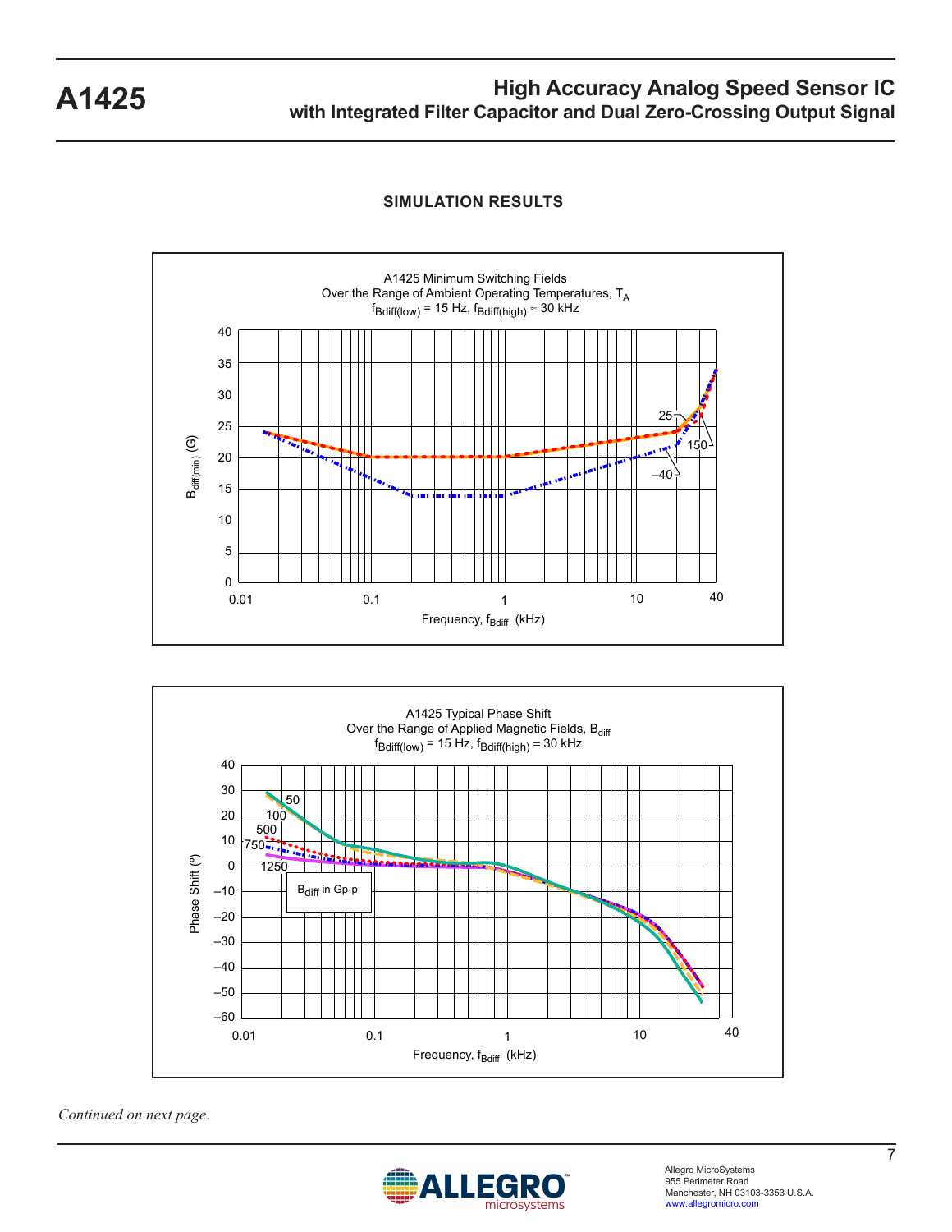## SIMULATION RESULTS

A1425 Minimum Switching Fields
Over the Range of Ambient Operating Temperatures, $T_A$
$f_{Bdiff(low)}$ = 15 Hz, $f_{Bdiff(high)}$ ≈ 30 kHz

A1425 Typical Phase Shift
Over the Range of Applied Magnetic Fields, $B_{diff}$
$f_{Bdiff(low)}$ = 15 Hz, $f_{Bdiff(high)}$ = 30 kHz

*Continued on next page.*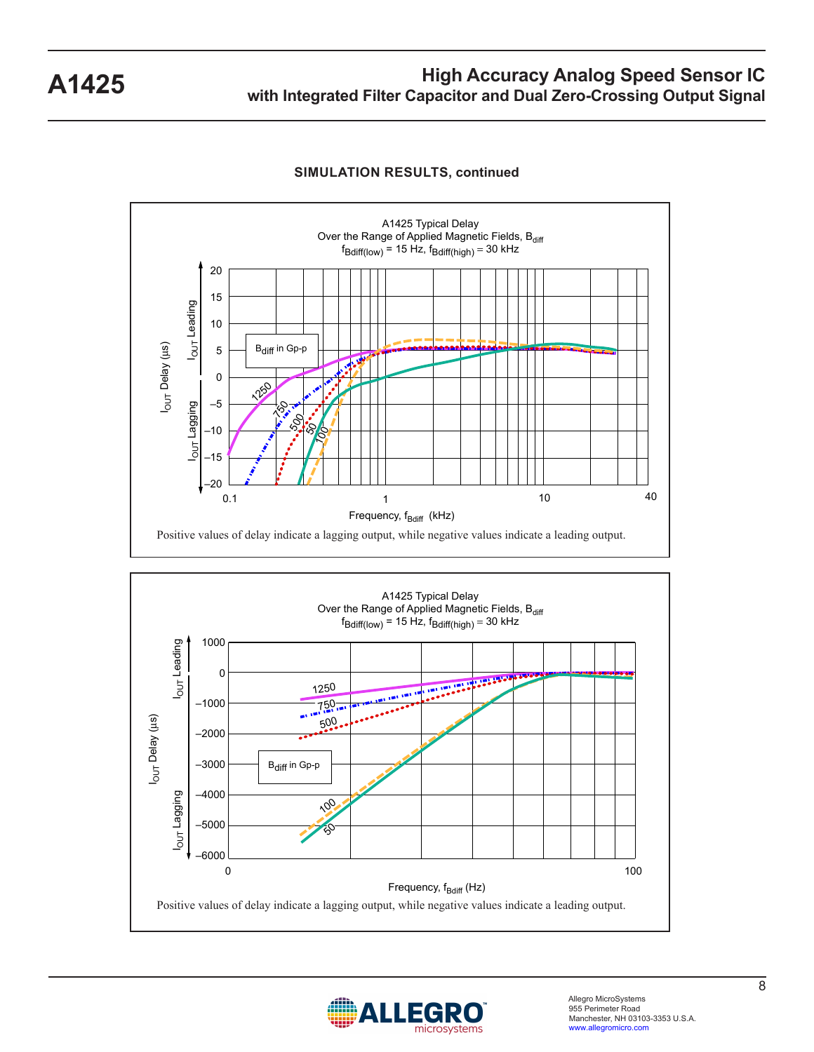**SIMULATION RESULTS, continued**

A1425 Typical Delay
Over the Range of Applied Magnetic Fields, $B_{diff}$
$f_{Bdiff(low)}$ = 15 Hz, $f_{Bdiff(high)}$ = 30 kHz

Positive values of delay indicate a lagging output, while negative values indicate a leading output.

A1425 Typical Delay
Over the Range of Applied Magnetic Fields, $B_{diff}$
$f_{Bdiff(low)}$ = 15 Hz, $f_{Bdiff(high)}$ = 30 kHz

Positive values of delay indicate a lagging output, while negative values indicate a leading output.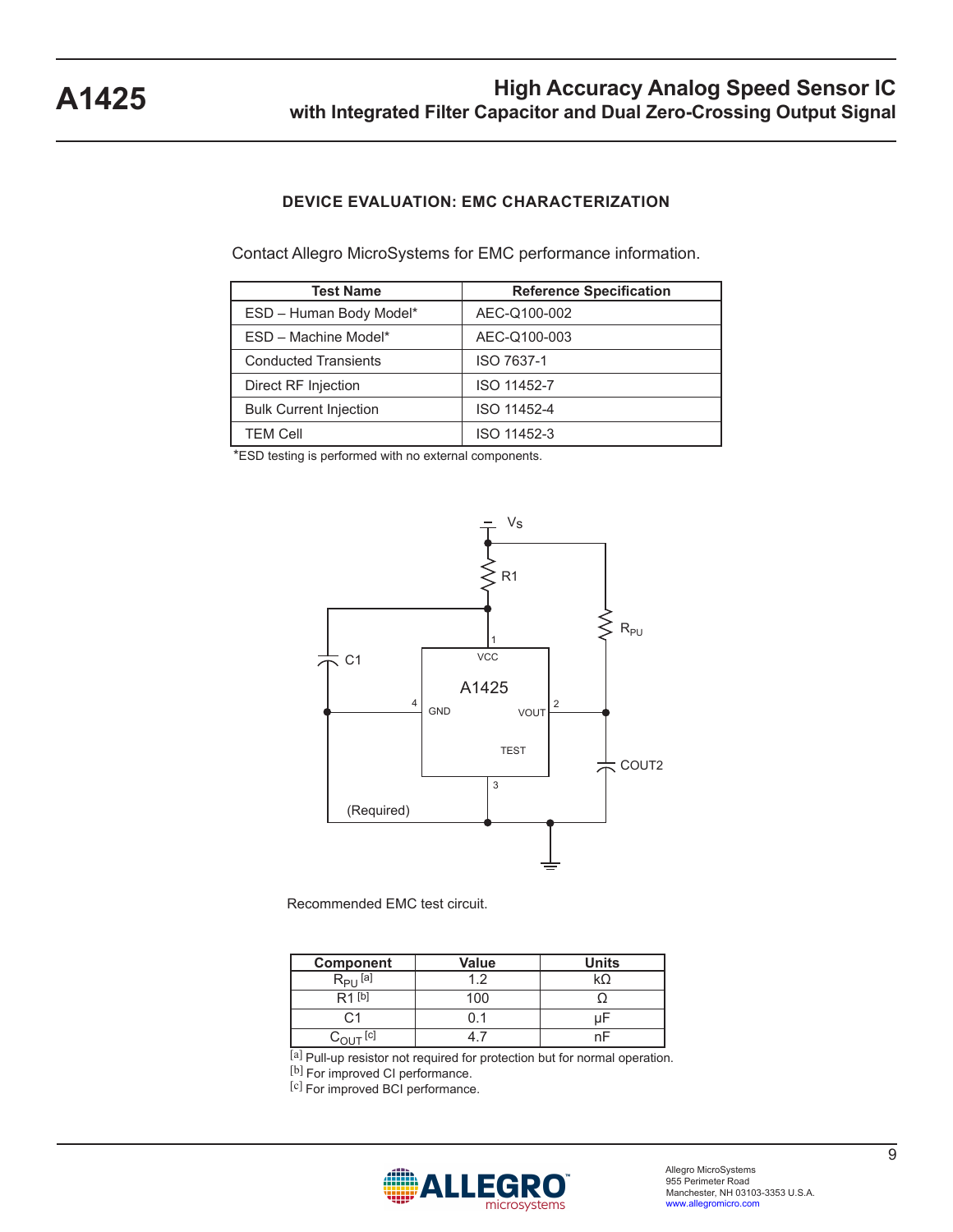## DEVICE EVALUATION: EMC CHARACTERIZATION

Contact Allegro MicroSystems for EMC performance information.

| Test Name | Reference Specification |
|---|---|
| ESD – Human Body Model* | AEC-Q100-002 |
| ESD – Machine Model* | AEC-Q100-003 |
| Conducted Transients | ISO 7637-1 |
| Direct RF Injection | ISO 11452-7 |
| Bulk Current Injection | ISO 11452-4 |
| TEM Cell | ISO 11452-3 |

*ESD testing is performed with no external components.

Recommended EMC test circuit.

| Component | Value | Units |
|---|---|---|
| $R_{PU}$ [a] | 1.2 | kΩ |
| R1 [b] | 100 | Ω |
| C1 | 0.1 | µF |
| $C_{OUT}$ [c] | 4.7 | nF |

[a] Pull-up resistor not required for protection but for normal operation.
[b] For improved CI performance.
[c] For improved BCI performance.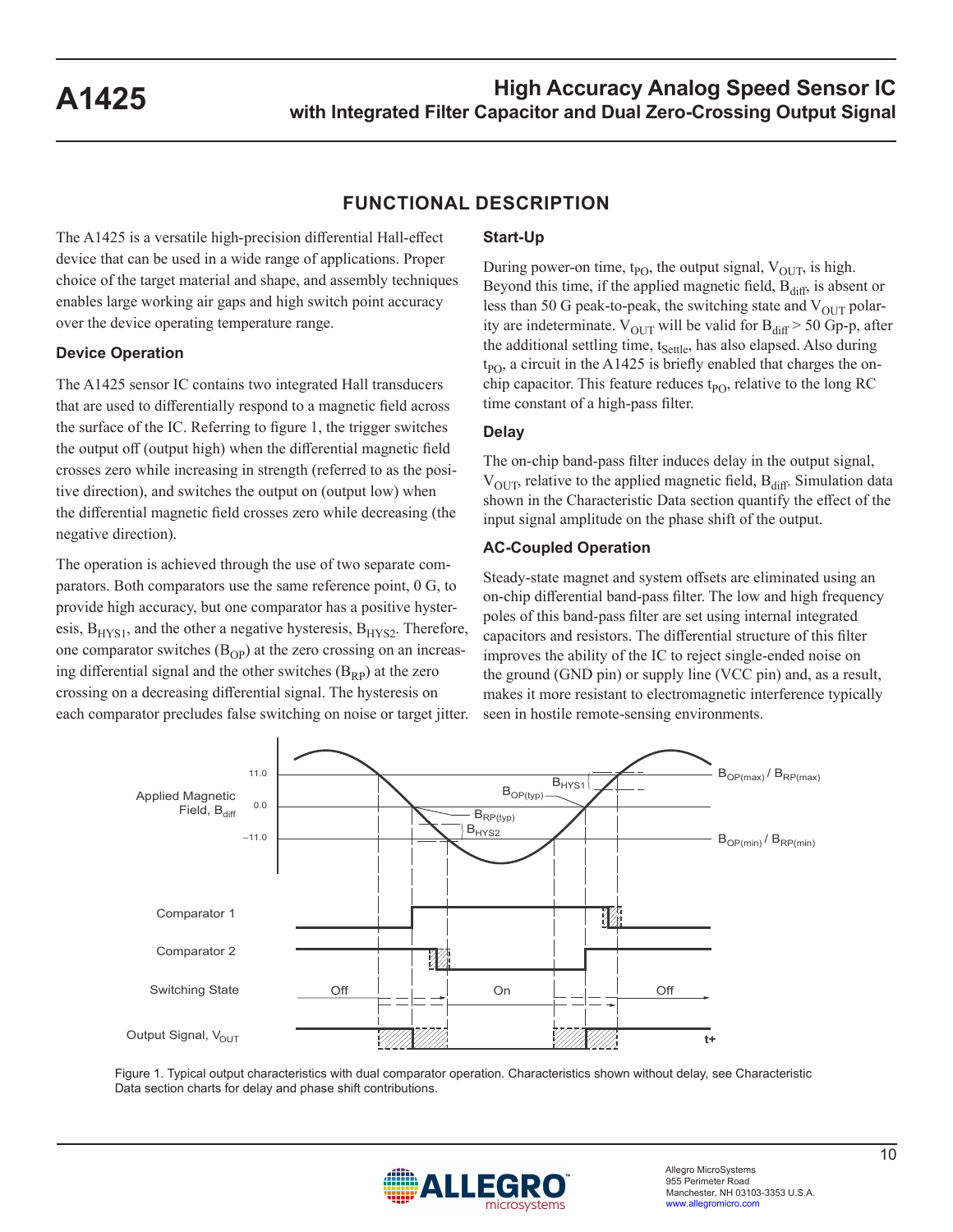## FUNCTIONAL DESCRIPTION

The A1425 is a versatile high-precision differential Hall-effect device that can be used in a wide range of applications. Proper choice of the target material and shape, and assembly techniques enables large working air gaps and high switch point accuracy over the device operating temperature range.

### Device Operation

The A1425 sensor IC contains two integrated Hall transducers that are used to differentially respond to a magnetic field across the surface of the IC. Referring to figure 1, the trigger switches the output off (output high) when the differential magnetic field crosses zero while increasing in strength (referred to as the positive direction), and switches the output on (output low) when the differential magnetic field crosses zero while decreasing (the negative direction).

The operation is achieved through the use of two separate comparators. Both comparators use the same reference point, 0 G, to provide high accuracy, but one comparator has a positive hysteresis, $B_{HYS1}$, and the other a negative hysteresis, $B_{HYS2}$. Therefore, one comparator switches ($B_{OP}$) at the zero crossing on an increasing differential signal and the other switches ($B_{RP}$) at the zero crossing on a decreasing differential signal. The hysteresis on each comparator precludes false switching on noise or target jitter.

### Start-Up

During power-on time, $t_{PO}$, the output signal, $V_{OUT}$, is high. Beyond this time, if the applied magnetic field, $B_{diff}$, is absent or less than 50 G peak-to-peak, the switching state and $V_{OUT}$ polarity are indeterminate. $V_{OUT}$ will be valid for $B_{diff}$ > 50 Gp-p, after the additional settling time, $t_{Settle}$, has also elapsed. Also during $t_{PO}$, a circuit in the A1425 is briefly enabled that charges the on-chip capacitor. This feature reduces $t_{PO}$, relative to the long RC time constant of a high-pass filter.

### Delay

The on-chip band-pass filter induces delay in the output signal, $V_{OUT}$, relative to the applied magnetic field, $B_{diff}$. Simulation data shown in the Characteristic Data section quantify the effect of the input signal amplitude on the phase shift of the output.

### AC-Coupled Operation

Steady-state magnet and system offsets are eliminated using an on-chip differential band-pass filter. The low and high frequency poles of this band-pass filter are set using internal integrated capacitors and resistors. The differential structure of this filter improves the ability of the IC to reject single-ended noise on the ground (GND pin) or supply line (VCC pin) and, as a result, makes it more resistant to electromagnetic interference typically seen in hostile remote-sensing environments.

Figure 1. Typical output characteristics with dual comparator operation. Characteristics shown without delay, see Characteristic Data section charts for delay and phase shift contributions.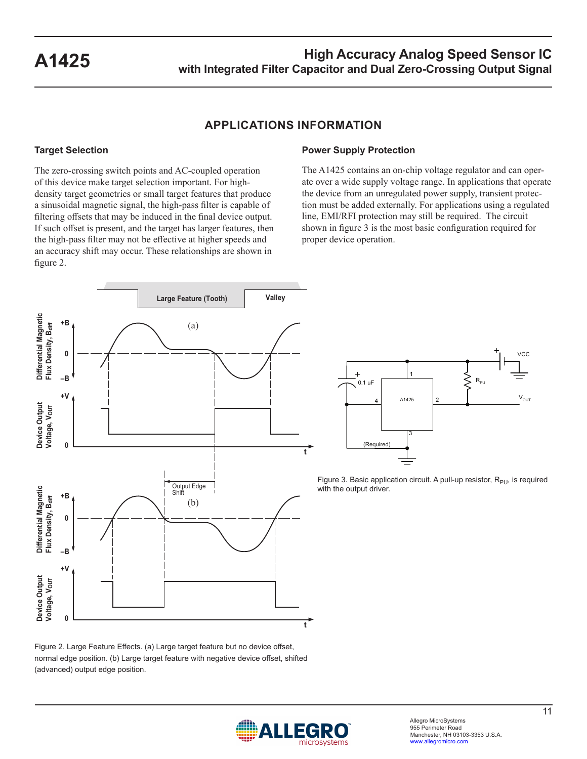## APPLICATIONS INFORMATION

### Target Selection

The zero-crossing switch points and AC-coupled operation of this device make target selection important. For high-density target geometries or small target features that produce a sinusoidal magnetic signal, the high-pass filter is capable of filtering offsets that may be induced in the final device output. If such offset is present, and the target has larger features, then the high-pass filter may not be effective at higher speeds and an accuracy shift may occur. These relationships are shown in figure 2.

Figure 2. Large Feature Effects. (a) Large target feature but no device offset, normal edge position. (b) Large target feature with negative device offset, shifted (advanced) output edge position.

### Power Supply Protection

The A1425 contains an on-chip voltage regulator and can operate over a wide supply voltage range. In applications that operate the device from an unregulated power supply, transient protection must be added externally. For applications using a regulated line, EMI/RFI protection may still be required. The circuit shown in figure 3 is the most basic configuration required for proper device operation.

Figure 3. Basic application circuit. A pull-up resistor, $R_{PU}$, is required with the output driver.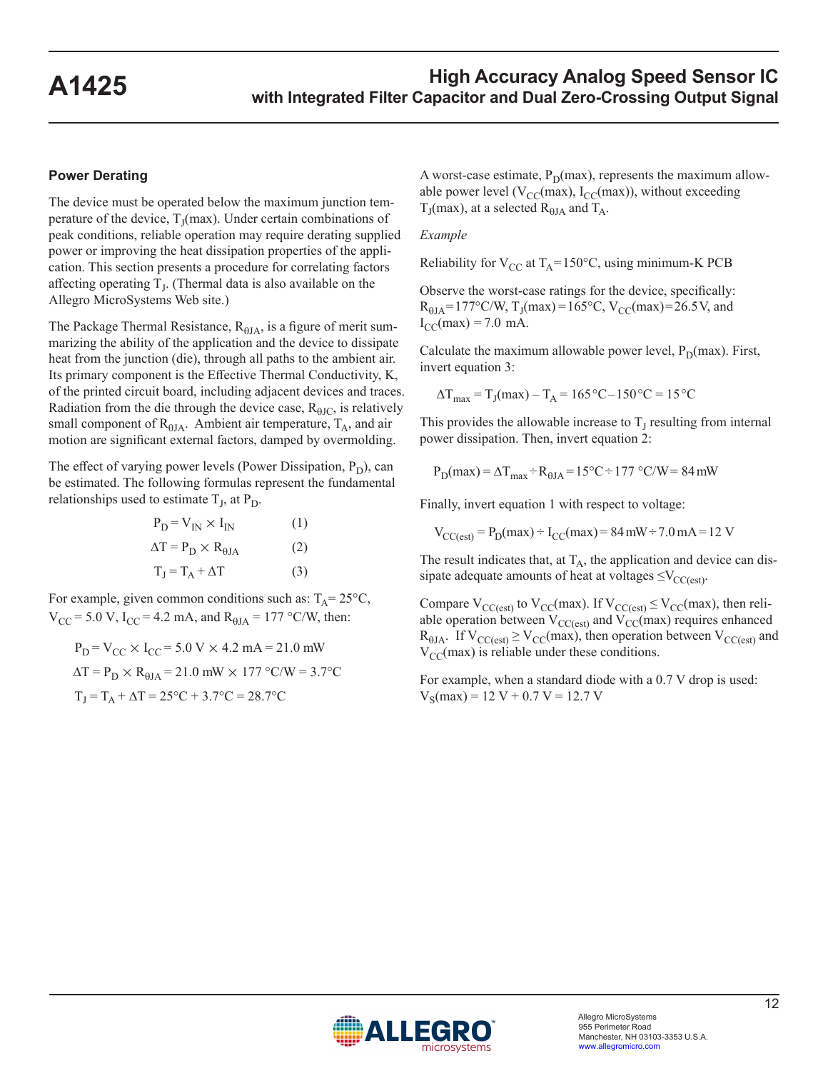## Power Derating

The device must be operated below the maximum junction temperature of the device, $T_J$(max). Under certain combinations of peak conditions, reliable operation may require derating supplied power or improving the heat dissipation properties of the application. This section presents a procedure for correlating factors affecting operating $T_J$. (Thermal data is also available on the Allegro MicroSystems Web site.)

The Package Thermal Resistance, $R_{\theta JA}$, is a figure of merit summarizing the ability of the application and the device to dissipate heat from the junction (die), through all paths to the ambient air. Its primary component is the Effective Thermal Conductivity, K, of the printed circuit board, including adjacent devices and traces. Radiation from the die through the device case, $R_{\theta JC}$, is relatively small component of $R_{\theta JA}$. Ambient air temperature, $T_A$, and air motion are significant external factors, damped by overmolding.

The effect of varying power levels (Power Dissipation, $P_D$), can be estimated. The following formulas represent the fundamental relationships used to estimate $T_J$, at $P_D$.

$$P_D = V_{IN} \times I_{IN} \qquad (1)$$

$$\Delta T = P_D \times R_{\theta JA} \qquad (2)$$

$$T_J = T_A + \Delta T \qquad (3)$$

For example, given common conditions such as: $T_A$= 25°C, $V_{CC}$ = 5.0 V, $I_{CC}$ = 4.2 mA, and $R_{\theta JA}$ = 177 °C/W, then:

$$P_D = V_{CC} \times I_{CC} = 5.0\text{ V} \times 4.2\text{ mA} = 21.0\text{ mW}$$

$$\Delta T = P_D \times R_{\theta JA} = 21.0\text{ mW} \times 177\text{ °C/W} = 3.7\text{°C}$$

$$T_J = T_A + \Delta T = 25\text{°C} + 3.7\text{°C} = 28.7\text{°C}$$

A worst-case estimate, $P_D$(max), represents the maximum allowable power level ($V_{CC}$(max), $I_{CC}$(max)), without exceeding $T_J$(max), at a selected $R_{\theta JA}$ and $T_A$.

*Example*

Reliability for $V_{CC}$ at $T_A$ = 150°C, using minimum-K PCB

Observe the worst-case ratings for the device, specifically: $R_{\theta JA}$ = 177°C/W, $T_J$(max) = 165°C, $V_{CC}$(max) = 26.5 V, and $I_{CC}$(max) = 7.0 mA.

Calculate the maximum allowable power level, $P_D$(max). First, invert equation 3:

$$\Delta T_{max} = T_J(\text{max}) - T_A = 165\text{°C} - 150\text{°C} = 15\text{°C}$$

This provides the allowable increase to $T_J$ resulting from internal power dissipation. Then, invert equation 2:

$$P_D(\text{max}) = \Delta T_{max} \div R_{\theta JA} = 15\text{°C} \div 177\text{ °C/W} = 84\text{ mW}$$

Finally, invert equation 1 with respect to voltage:

$$V_{CC(est)} = P_D(\text{max}) \div I_{CC}(\text{max}) = 84\text{ mW} \div 7.0\text{ mA} = 12\text{ V}$$

The result indicates that, at $T_A$, the application and device can dissipate adequate amounts of heat at voltages $\leq V_{CC(est)}$.

Compare $V_{CC(est)}$ to $V_{CC}$(max). If $V_{CC(est)} \leq V_{CC}$(max), then reliable operation between $V_{CC(est)}$ and $V_{CC}$(max) requires enhanced $R_{\theta JA}$. If $V_{CC(est)} \geq V_{CC}$(max), then operation between $V_{CC(est)}$ and $V_{CC}$(max) is reliable under these conditions.

For example, when a standard diode with a 0.7 V drop is used: $V_S$(max) = 12 V + 0.7 V = 12.7 V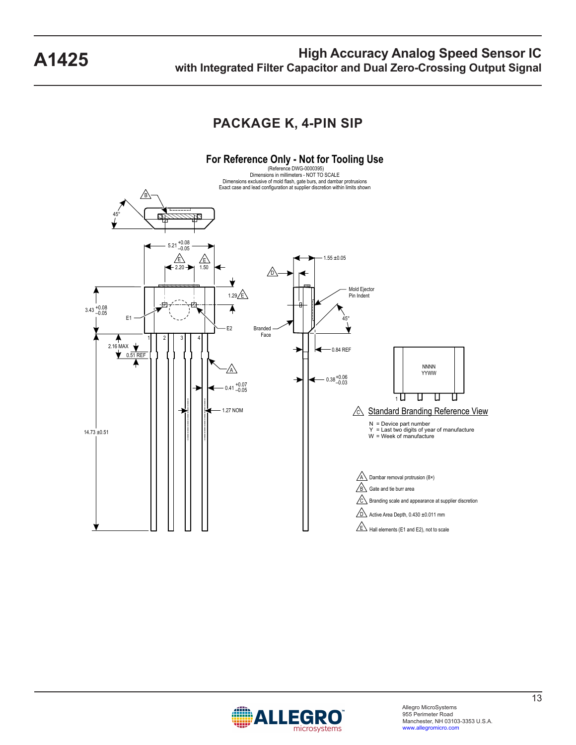## PACKAGE K, 4-PIN SIP

**For Reference Only - Not for Tooling Use**

(Reference DWG-0000395)
Dimensions in millimeters - NOT TO SCALE
Dimensions exclusive of mold flash, gate burs, and dambar protrusions
Exact case and lead configuration at supplier discretion within limits shown

45°

5.21 +0.08/−0.05

2.20 (E)   1.50 (E)

1.29 (E)

3.43 +0.08/−0.05

E1   E2

1 2 3 4

2.16 MAX

0.51 REF

(A)

0.41 +0.07/−0.05

1.27 NOM

14.73 ±0.51

1.55 ±0.05

(D)

Mold Ejector Pin Indent

45°

Branded Face

0.84 REF

0.38 +0.06/−0.03

NNNN
YYWW

1

(C) Standard Branding Reference View

N = Device part number
Y = Last two digits of year of manufacture
W = Week of manufacture

(A) Dambar removal protrusion (8×)

(B) Gate and tie burr area

(C) Branding scale and appearance at supplier discretion

(D) Active Area Depth, 0.430 ±0.011 mm

(E) Hall elements (E1 and E2), not to scale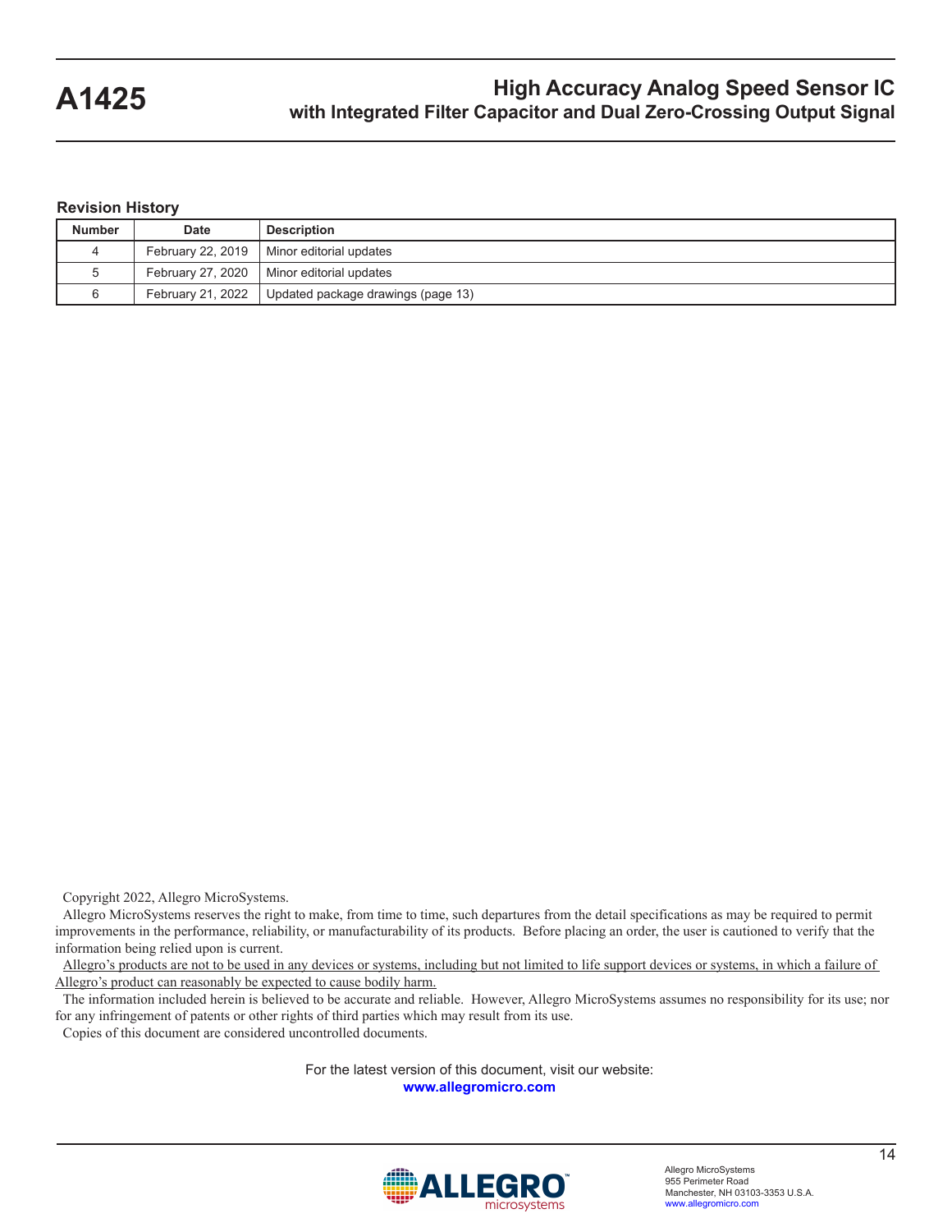### Revision History

| Number | Date | Description |
|---|---|---|
| 4 | February 22, 2019 | Minor editorial updates |
| 5 | February 27, 2020 | Minor editorial updates |
| 6 | February 21, 2022 | Updated package drawings (page 13) |

Copyright 2022, Allegro MicroSystems.

Allegro MicroSystems reserves the right to make, from time to time, such departures from the detail specifications as may be required to permit improvements in the performance, reliability, or manufacturability of its products. Before placing an order, the user is cautioned to verify that the information being relied upon is current.

Allegro's products are not to be used in any devices or systems, including but not limited to life support devices or systems, in which a failure of Allegro's product can reasonably be expected to cause bodily harm.

The information included herein is believed to be accurate and reliable. However, Allegro MicroSystems assumes no responsibility for its use; nor for any infringement of patents or other rights of third parties which may result from its use.

Copies of this document are considered uncontrolled documents.

For the latest version of this document, visit our website:

**www.allegromicro.com**

Allegro MicroSystems
955 Perimeter Road
Manchester, NH 03103-3353 U.S.A.
www.allegromicro.com